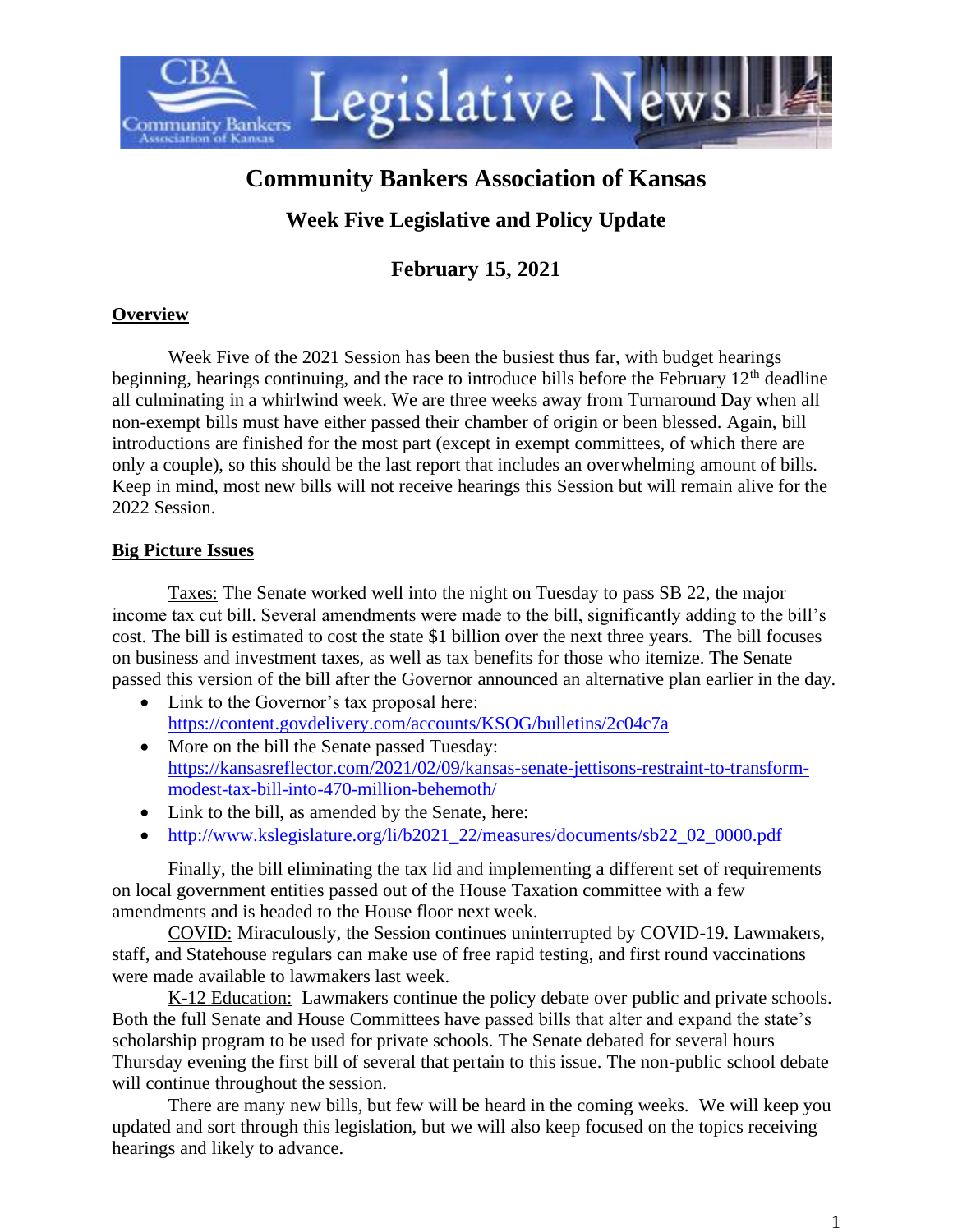# Community Bankers Association of Kansas

## Week Five Legislative and Policy Update

## February 15, 2021

**Overview**

Week Five of the 2021 Session has been the busiest thus far, with budget hearings beginning, hearings continuing, and the race to introduce bills before the February 12th deadline all culminating in a whirlwind week. We are three weeks away from Turnaround Day when all non-exempt bills must have either passed their chamber of origin or been blessed. Again, bill introductions are finished for the most part (except in exempt committees, of which there are only a couple), so this should be the last report that includes an overwhelming amount of bills. Keep in mind, most new bills will not receive hearings this Session but will remain alive for the 2022 Session.

**Big Picture Issues**

Taxes: The Senate worked well into the night on Tuesday to pass SB 22, the major income tax cut bill. Several amendments were made to the bill, significantly adding to the bill's cost. The bill is estimated to cost the state $1 billion over the next three years. The bill focuses on business and investment taxes, as well as tax benefits for those who itemize. The Senate passed this version of the bill after the Governor announced an alternative plan earlier in the day.

- Link to the Governor's tax proposal here: https://content.govdelivery.com/accounts/KSOG/bulletins/2c04c7a
- More on the bill the Senate passed Tuesday: https://kansasreflector.com/2021/02/09/kansas-senate-jettisons-restraint-to-transform-modest-tax-bill-into-470-million-behemoth/
- Link to the bill, as amended by the Senate, here:
- http://www.kslegislature.org/li/b2021_22/measures/documents/sb22_02_0000.pdf

Finally, the bill eliminating the tax lid and implementing a different set of requirements on local government entities passed out of the House Taxation committee with a few amendments and is headed to the House floor next week.

COVID: Miraculously, the Session continues uninterrupted by COVID-19. Lawmakers, staff, and Statehouse regulars can make use of free rapid testing, and first round vaccinations were made available to lawmakers last week.

K-12 Education: Lawmakers continue the policy debate over public and private schools. Both the full Senate and House Committees have passed bills that alter and expand the state's scholarship program to be used for private schools. The Senate debated for several hours Thursday evening the first bill of several that pertain to this issue. The non-public school debate will continue throughout the session.

There are many new bills, but few will be heard in the coming weeks. We will keep you updated and sort through this legislation, but we will also keep focused on the topics receiving hearings and likely to advance.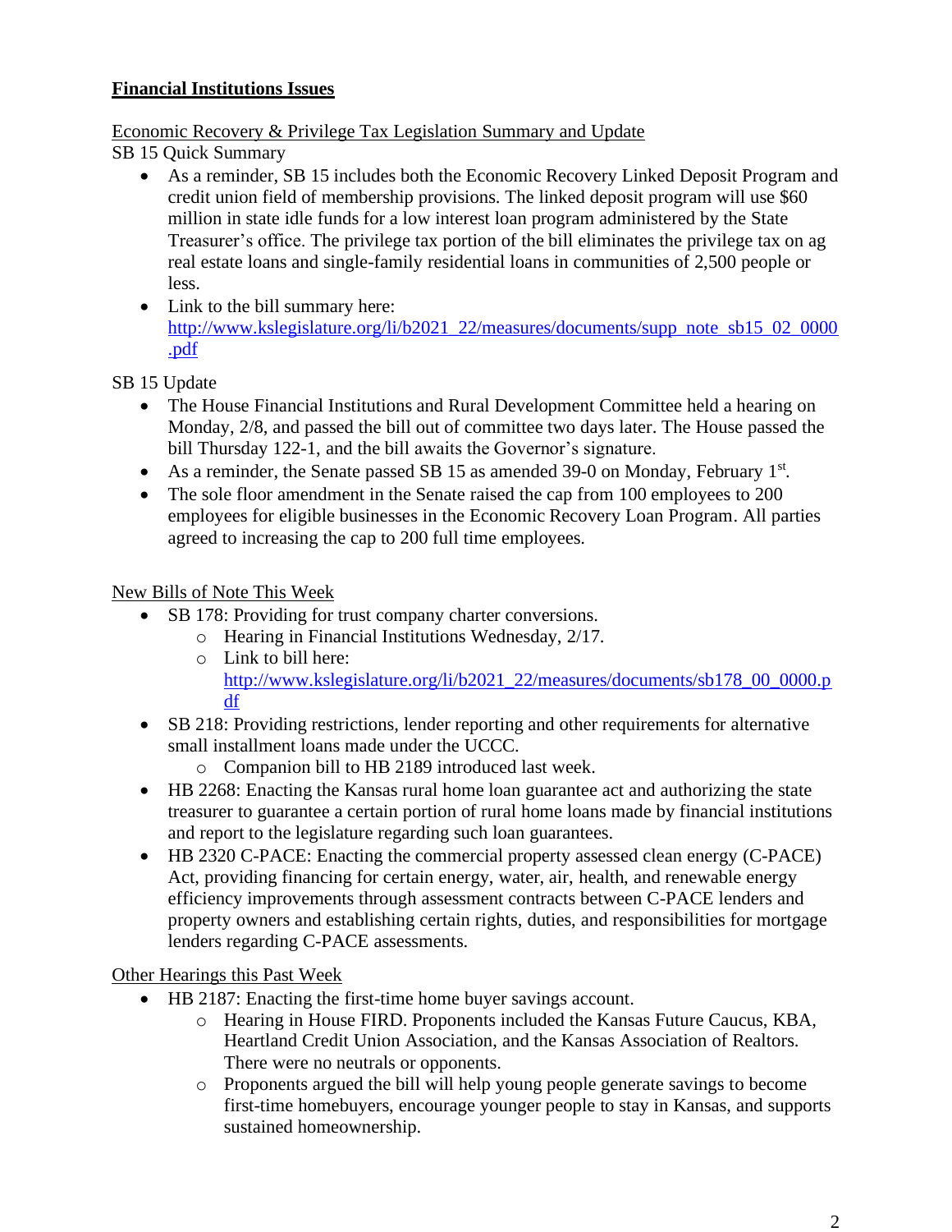## Financial Institutions Issues

Economic Recovery & Privilege Tax Legislation Summary and Update

SB 15 Quick Summary

- As a reminder, SB 15 includes both the Economic Recovery Linked Deposit Program and credit union field of membership provisions. The linked deposit program will use $60 million in state idle funds for a low interest loan program administered by the State Treasurer's office. The privilege tax portion of the bill eliminates the privilege tax on ag real estate loans and single-family residential loans in communities of 2,500 people or less.
- Link to the bill summary here: http://www.kslegislature.org/li/b2021_22/measures/documents/supp_note_sb15_02_0000.pdf

SB 15 Update

- The House Financial Institutions and Rural Development Committee held a hearing on Monday, 2/8, and passed the bill out of committee two days later. The House passed the bill Thursday 122-1, and the bill awaits the Governor's signature.
- As a reminder, the Senate passed SB 15 as amended 39-0 on Monday, February 1st.
- The sole floor amendment in the Senate raised the cap from 100 employees to 200 employees for eligible businesses in the Economic Recovery Loan Program. All parties agreed to increasing the cap to 200 full time employees.

New Bills of Note This Week

- SB 178: Providing for trust company charter conversions.
  - Hearing in Financial Institutions Wednesday, 2/17.
  - Link to bill here: http://www.kslegislature.org/li/b2021_22/measures/documents/sb178_00_0000.pdf
- SB 218: Providing restrictions, lender reporting and other requirements for alternative small installment loans made under the UCCC.
  - Companion bill to HB 2189 introduced last week.
- HB 2268: Enacting the Kansas rural home loan guarantee act and authorizing the state treasurer to guarantee a certain portion of rural home loans made by financial institutions and report to the legislature regarding such loan guarantees.
- HB 2320 C-PACE: Enacting the commercial property assessed clean energy (C-PACE) Act, providing financing for certain energy, water, air, health, and renewable energy efficiency improvements through assessment contracts between C-PACE lenders and property owners and establishing certain rights, duties, and responsibilities for mortgage lenders regarding C-PACE assessments.

Other Hearings this Past Week

- HB 2187: Enacting the first-time home buyer savings account.
  - Hearing in House FIRD. Proponents included the Kansas Future Caucus, KBA, Heartland Credit Union Association, and the Kansas Association of Realtors. There were no neutrals or opponents.
  - Proponents argued the bill will help young people generate savings to become first-time homebuyers, encourage younger people to stay in Kansas, and supports sustained homeownership.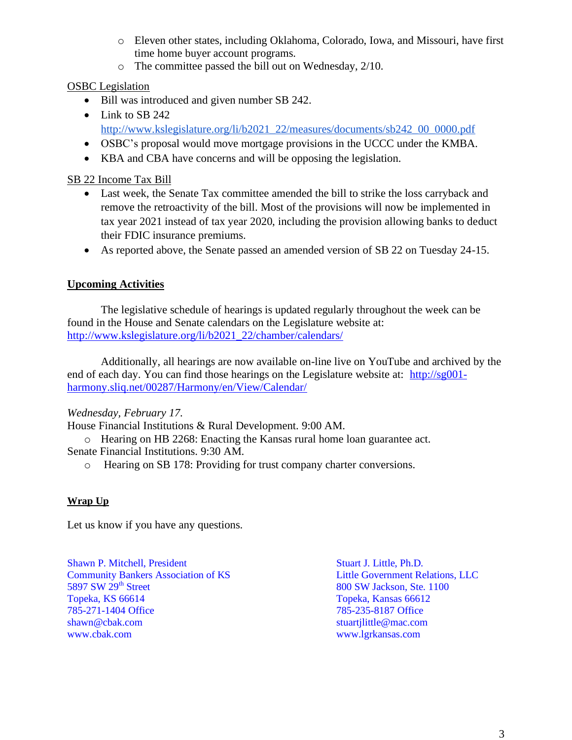- Eleven other states, including Oklahoma, Colorado, Iowa, and Missouri, have first time home buyer account programs.
  - The committee passed the bill out on Wednesday, 2/10.

OSBC Legislation

- Bill was introduced and given number SB 242.
- Link to SB 242 http://www.kslegislature.org/li/b2021_22/measures/documents/sb242_00_0000.pdf
- OSBC's proposal would move mortgage provisions in the UCCC under the KMBA.
- KBA and CBA have concerns and will be opposing the legislation.

SB 22 Income Tax Bill

- Last week, the Senate Tax committee amended the bill to strike the loss carryback and remove the retroactivity of the bill. Most of the provisions will now be implemented in tax year 2021 instead of tax year 2020, including the provision allowing banks to deduct their FDIC insurance premiums.
- As reported above, the Senate passed an amended version of SB 22 on Tuesday 24-15.

## Upcoming Activities

The legislative schedule of hearings is updated regularly throughout the week can be found in the House and Senate calendars on the Legislature website at: http://www.kslegislature.org/li/b2021_22/chamber/calendars/

Additionally, all hearings are now available on-line live on YouTube and archived by the end of each day. You can find those hearings on the Legislature website at: http://sg001-harmony.sliq.net/00287/Harmony/en/View/Calendar/

*Wednesday, February 17.*

House Financial Institutions & Rural Development. 9:00 AM.

- Hearing on HB 2268: Enacting the Kansas rural home loan guarantee act.

Senate Financial Institutions. 9:30 AM.

- Hearing on SB 178: Providing for trust company charter conversions.

## Wrap Up

Let us know if you have any questions.

Shawn P. Mitchell, President
Community Bankers Association of KS
5897 SW 29th Street
Topeka, KS 66614
785-271-1404 Office
shawn@cbak.com
www.cbak.com

Stuart J. Little, Ph.D.
Little Government Relations, LLC
800 SW Jackson, Ste. 1100
Topeka, Kansas 66612
785-235-8187 Office
stuartjlittle@mac.com
www.lgrkansas.com